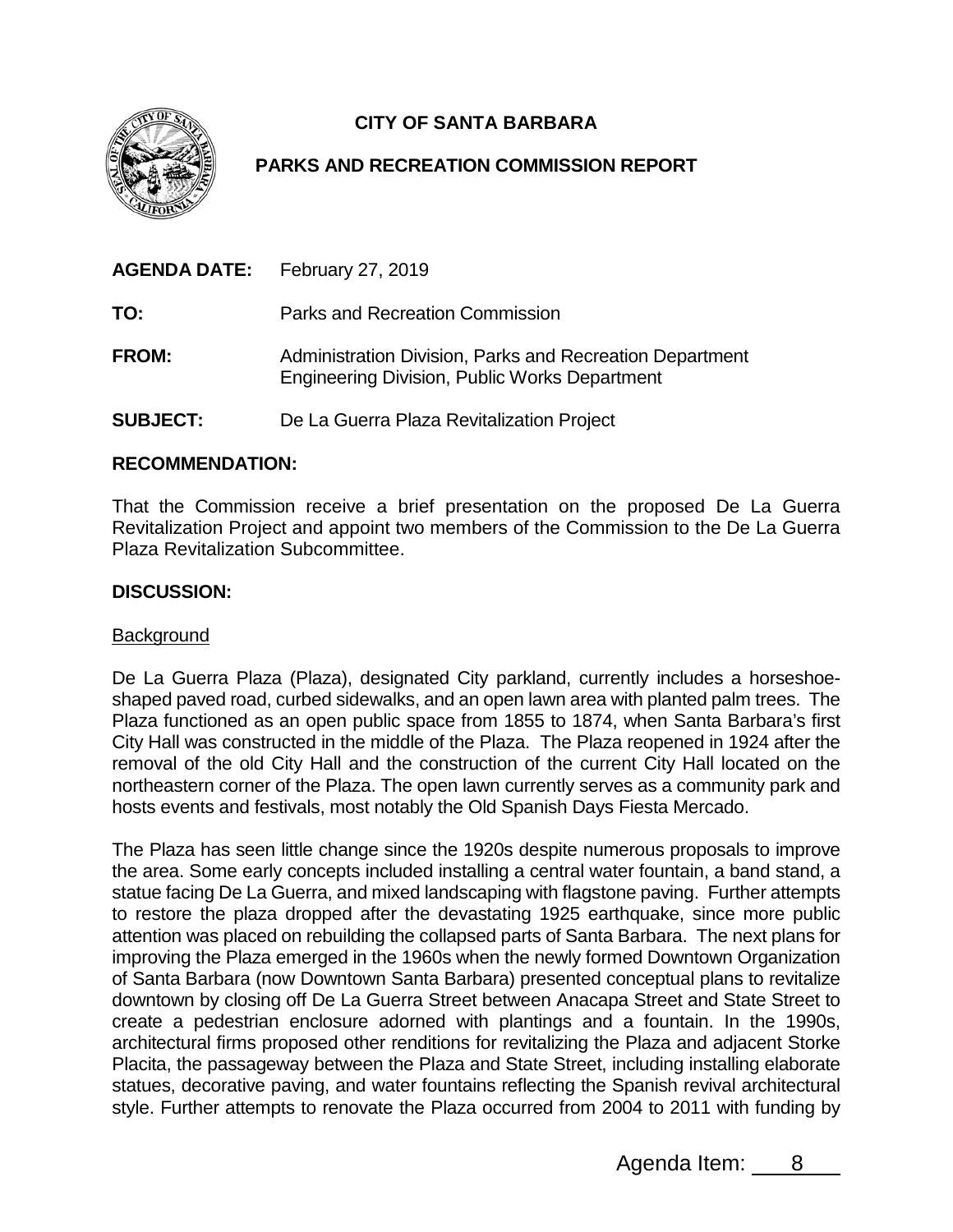# CITY OF SANTA BARBARA

## PARKS AND RECREATION COMMISSION REPORT

**AGENDA DATE:** February 27, 2019

**TO:** Parks and Recreation Commission

**FROM:** Administration Division, Parks and Recreation Department
Engineering Division, Public Works Department

**SUBJECT:** De La Guerra Plaza Revitalization Project

### RECOMMENDATION:

That the Commission receive a brief presentation on the proposed De La Guerra Revitalization Project and appoint two members of the Commission to the De La Guerra Plaza Revitalization Subcommittee.

### DISCUSSION:

Background

De La Guerra Plaza (Plaza), designated City parkland, currently includes a horseshoe-shaped paved road, curbed sidewalks, and an open lawn area with planted palm trees. The Plaza functioned as an open public space from 1855 to 1874, when Santa Barbara's first City Hall was constructed in the middle of the Plaza. The Plaza reopened in 1924 after the removal of the old City Hall and the construction of the current City Hall located on the northeastern corner of the Plaza. The open lawn currently serves as a community park and hosts events and festivals, most notably the Old Spanish Days Fiesta Mercado.

The Plaza has seen little change since the 1920s despite numerous proposals to improve the area. Some early concepts included installing a central water fountain, a band stand, a statue facing De La Guerra, and mixed landscaping with flagstone paving. Further attempts to restore the plaza dropped after the devastating 1925 earthquake, since more public attention was placed on rebuilding the collapsed parts of Santa Barbara. The next plans for improving the Plaza emerged in the 1960s when the newly formed Downtown Organization of Santa Barbara (now Downtown Santa Barbara) presented conceptual plans to revitalize downtown by closing off De La Guerra Street between Anacapa Street and State Street to create a pedestrian enclosure adorned with plantings and a fountain. In the 1990s, architectural firms proposed other renditions for revitalizing the Plaza and adjacent Storke Placita, the passageway between the Plaza and State Street, including installing elaborate statues, decorative paving, and water fountains reflecting the Spanish revival architectural style. Further attempts to renovate the Plaza occurred from 2004 to 2011 with funding by

Agenda Item: 8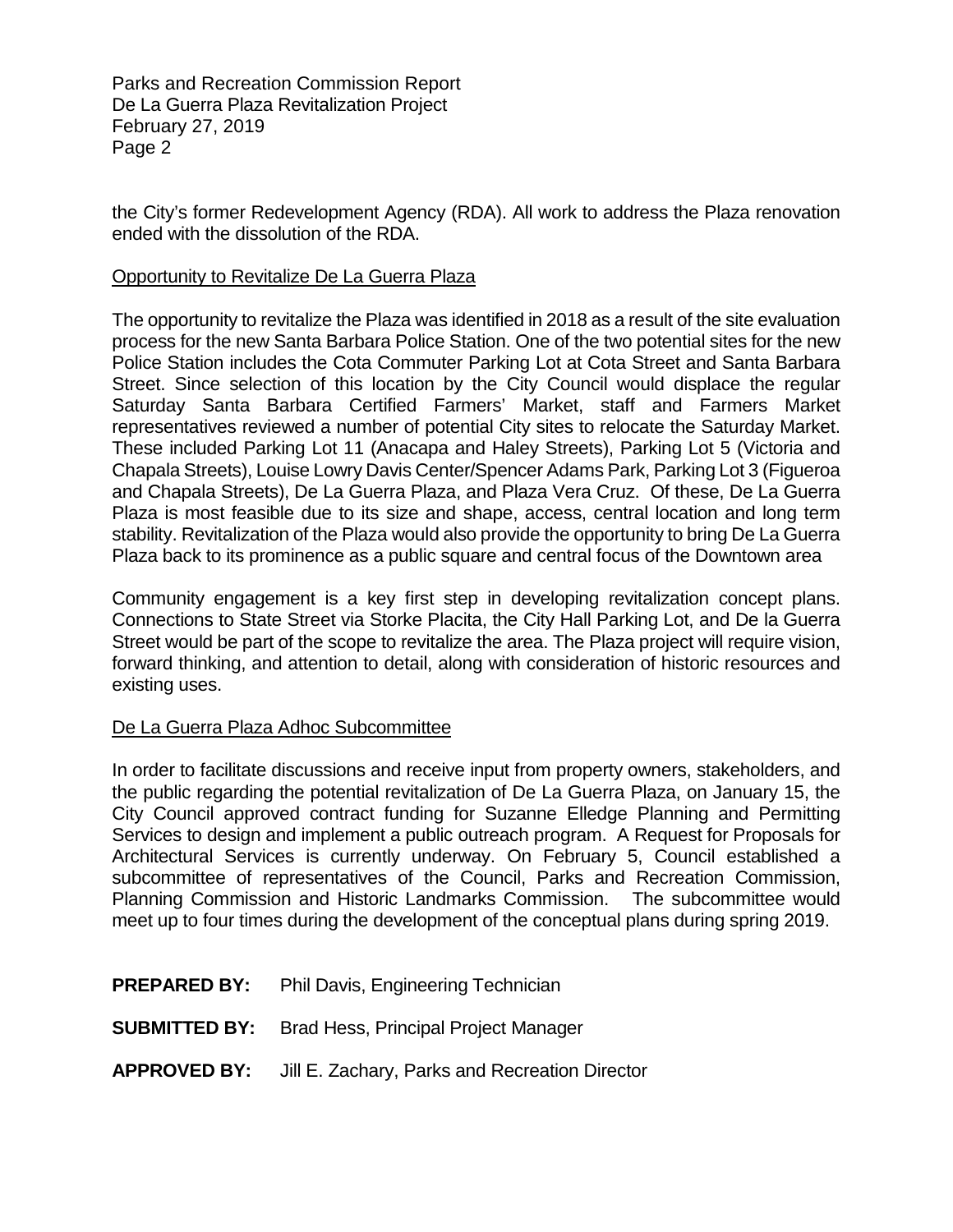the City's former Redevelopment Agency (RDA). All work to address the Plaza renovation ended with the dissolution of the RDA.

## Opportunity to Revitalize De La Guerra Plaza

The opportunity to revitalize the Plaza was identified in 2018 as a result of the site evaluation process for the new Santa Barbara Police Station. One of the two potential sites for the new Police Station includes the Cota Commuter Parking Lot at Cota Street and Santa Barbara Street. Since selection of this location by the City Council would displace the regular Saturday Santa Barbara Certified Farmers' Market, staff and Farmers Market representatives reviewed a number of potential City sites to relocate the Saturday Market. These included Parking Lot 11 (Anacapa and Haley Streets), Parking Lot 5 (Victoria and Chapala Streets), Louise Lowry Davis Center/Spencer Adams Park, Parking Lot 3 (Figueroa and Chapala Streets), De La Guerra Plaza, and Plaza Vera Cruz. Of these, De La Guerra Plaza is most feasible due to its size and shape, access, central location and long term stability. Revitalization of the Plaza would also provide the opportunity to bring De La Guerra Plaza back to its prominence as a public square and central focus of the Downtown area

Community engagement is a key first step in developing revitalization concept plans. Connections to State Street via Storke Placita, the City Hall Parking Lot, and De la Guerra Street would be part of the scope to revitalize the area. The Plaza project will require vision, forward thinking, and attention to detail, along with consideration of historic resources and existing uses.

## De La Guerra Plaza Adhoc Subcommittee

In order to facilitate discussions and receive input from property owners, stakeholders, and the public regarding the potential revitalization of De La Guerra Plaza, on January 15, the City Council approved contract funding for Suzanne Elledge Planning and Permitting Services to design and implement a public outreach program. A Request for Proposals for Architectural Services is currently underway. On February 5, Council established a subcommittee of representatives of the Council, Parks and Recreation Commission, Planning Commission and Historic Landmarks Commission. The subcommittee would meet up to four times during the development of the conceptual plans during spring 2019.

**PREPARED BY:** Phil Davis, Engineering Technician

**SUBMITTED BY:** Brad Hess, Principal Project Manager

**APPROVED BY:** Jill E. Zachary, Parks and Recreation Director